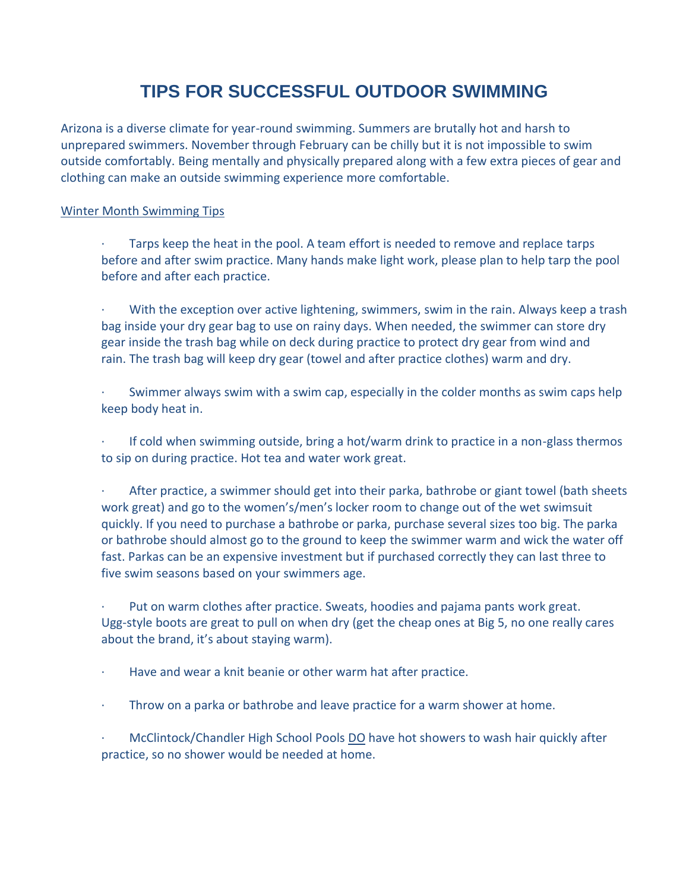# TIPS FOR SUCCESSFUL OUTDOOR SWIMMING

Arizona is a diverse climate for year-round swimming. Summers are brutally hot and harsh to unprepared swimmers. November through February can be chilly but it is not impossible to swim outside comfortably. Being mentally and physically prepared along with a few extra pieces of gear and clothing can make an outside swimming experience more comfortable.

Winter Month Swimming Tips

- Tarps keep the heat in the pool. A team effort is needed to remove and replace tarps before and after swim practice. Many hands make light work, please plan to help tarp the pool before and after each practice.

- With the exception over active lightening, swimmers, swim in the rain. Always keep a trash bag inside your dry gear bag to use on rainy days. When needed, the swimmer can store dry gear inside the trash bag while on deck during practice to protect dry gear from wind and rain. The trash bag will keep dry gear (towel and after practice clothes) warm and dry.

- Swimmer always swim with a swim cap, especially in the colder months as swim caps help keep body heat in.

- If cold when swimming outside, bring a hot/warm drink to practice in a non-glass thermos to sip on during practice. Hot tea and water work great.

- After practice, a swimmer should get into their parka, bathrobe or giant towel (bath sheets work great) and go to the women's/men's locker room to change out of the wet swimsuit quickly. If you need to purchase a bathrobe or parka, purchase several sizes too big. The parka or bathrobe should almost go to the ground to keep the swimmer warm and wick the water off fast. Parkas can be an expensive investment but if purchased correctly they can last three to five swim seasons based on your swimmers age.

- Put on warm clothes after practice. Sweats, hoodies and pajama pants work great. Ugg-style boots are great to pull on when dry (get the cheap ones at Big 5, no one really cares about the brand, it's about staying warm).

- Have and wear a knit beanie or other warm hat after practice.

- Throw on a parka or bathrobe and leave practice for a warm shower at home.

- McClintock/Chandler High School Pools DO have hot showers to wash hair quickly after practice, so no shower would be needed at home.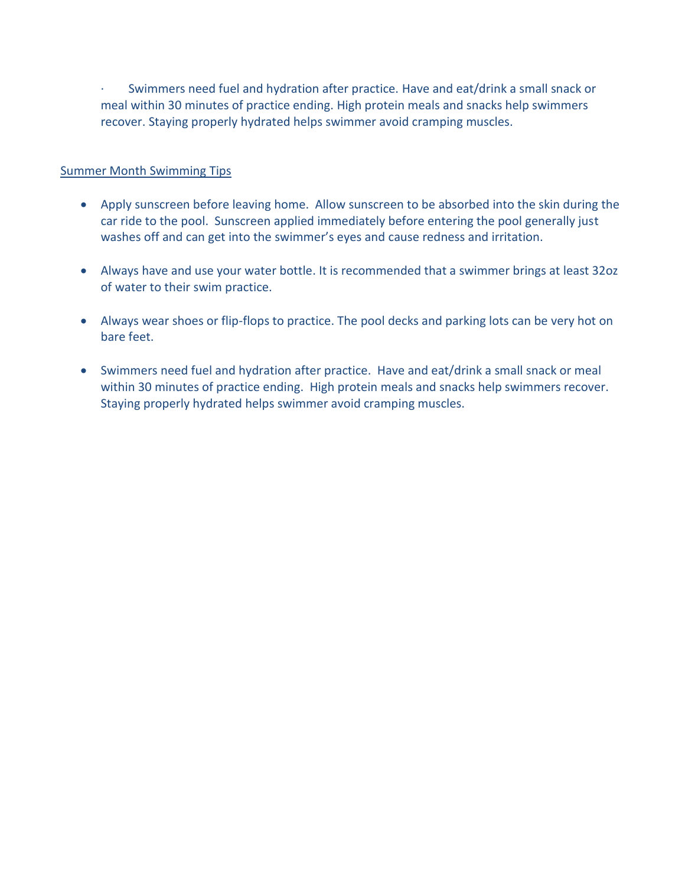· Swimmers need fuel and hydration after practice. Have and eat/drink a small snack or meal within 30 minutes of practice ending. High protein meals and snacks help swimmers recover. Staying properly hydrated helps swimmer avoid cramping muscles.

<u>Summer Month Swimming Tips</u>

- Apply sunscreen before leaving home. Allow sunscreen to be absorbed into the skin during the car ride to the pool. Sunscreen applied immediately before entering the pool generally just washes off and can get into the swimmer's eyes and cause redness and irritation.

- Always have and use your water bottle. It is recommended that a swimmer brings at least 32oz of water to their swim practice.

- Always wear shoes or flip-flops to practice. The pool decks and parking lots can be very hot on bare feet.

- Swimmers need fuel and hydration after practice. Have and eat/drink a small snack or meal within 30 minutes of practice ending. High protein meals and snacks help swimmers recover. Staying properly hydrated helps swimmer avoid cramping muscles.